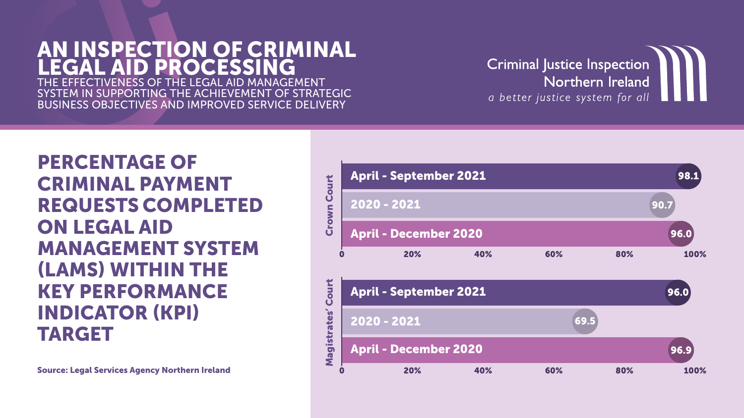# AN INSPECTION OF CRIMINAL LEGAL AID PROCESSING

THE EFFECTIVENESS OF THE LEGAL AID MANAGEMENT SYSTEM IN SUPPORTING THE ACHIEVEMENT OF STRATEGIC BUSINESS OBJECTIVES AND IMPROVED SERVICE DELIVERY

Criminal Justice Inspection Northern Ireland

*a better justice system for all*

## PERCENTAGE OF CRIMINAL PAYMENT REQUESTS COMPLETED ON LEGAL AID MANAGEMENT SYSTEM (LAMS) WITHIN THE KEY PERFORMANCE INDICATOR (KPI) TARGET

| Court | Period | % |
| --- | --- | --- |
| Crown Court | April - September 2021 | 98.1 |
| Crown Court | 2020 - 2021 | 90.7 |
| Crown Court | April - December 2020 | 96.0 |
| Magistrates' Court | April - September 2021 | 96.0 |
| Magistrates' Court | 2020 - 2021 | 69.5 |
| Magistrates' Court | April - December 2020 | 96.9 |

**Source: Legal Services Agency Northern Ireland**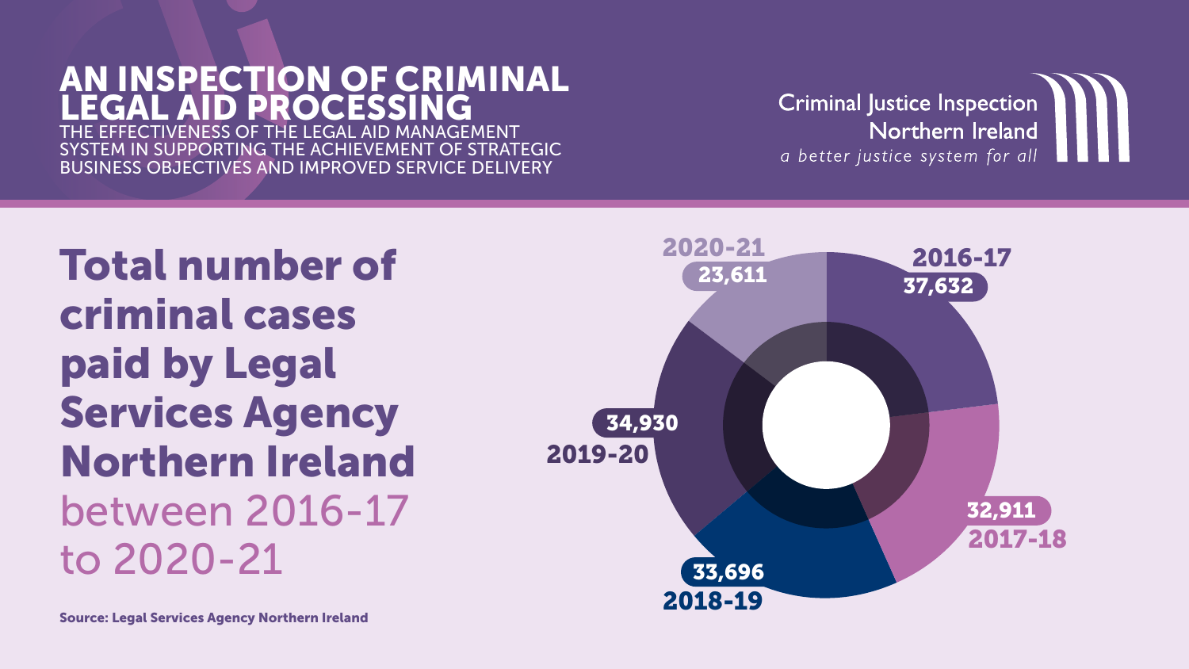# AN INSPECTION OF CRIMINAL LEGAL AID PROCESSING

THE EFFECTIVENESS OF THE LEGAL AID MANAGEMENT SYSTEM IN SUPPORTING THE ACHIEVEMENT OF STRATEGIC BUSINESS OBJECTIVES AND IMPROVED SERVICE DELIVERY

Criminal Justice Inspection Northern Ireland
*a better justice system for all*

## Total number of criminal cases paid by Legal Services Agency Northern Ireland between 2016-17 to 2020-21

| Year | Cases |
| --- | --- |
| 2016-17 | 37,632 |
| 2017-18 | 32,911 |
| 2018-19 | 33,696 |
| 2019-20 | 34,930 |
| 2020-21 | 23,611 |

**Source: Legal Services Agency Northern Ireland**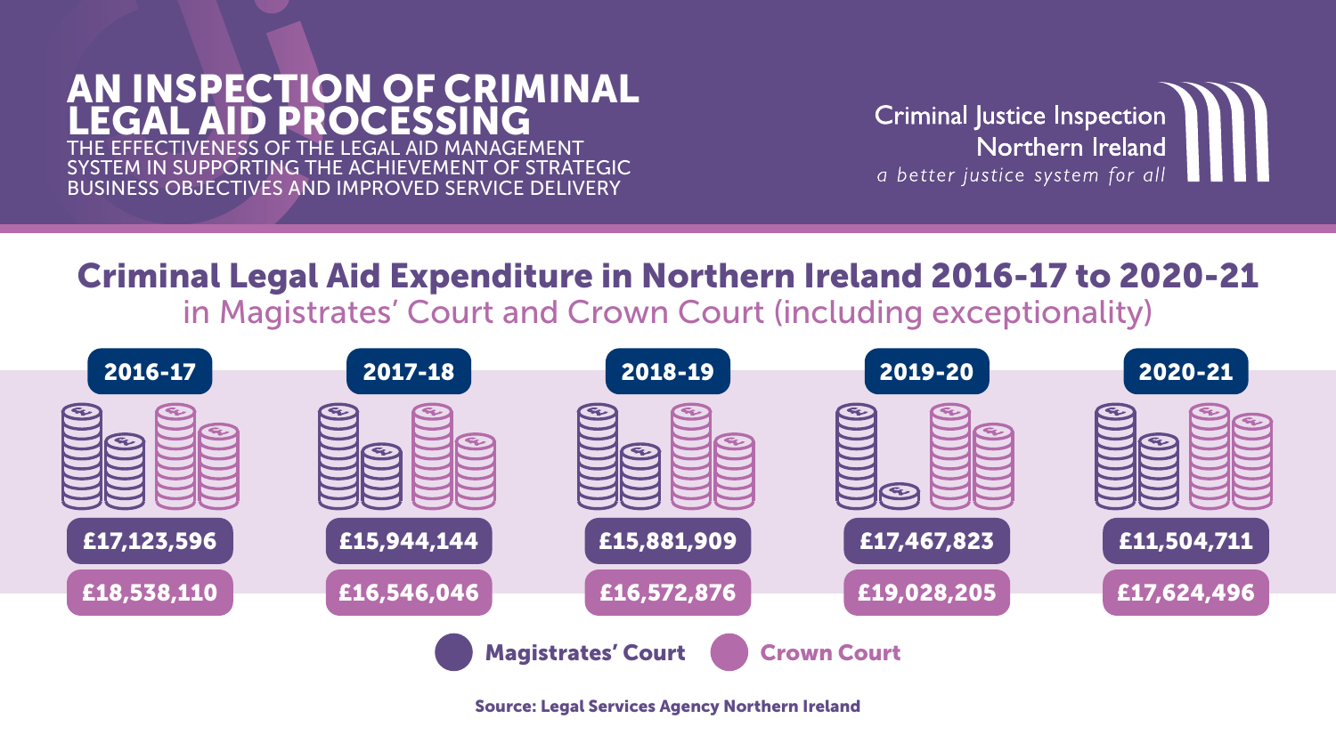# AN INSPECTION OF CRIMINAL LEGAL AID PROCESSING

THE EFFECTIVENESS OF THE LEGAL AID MANAGEMENT SYSTEM IN SUPPORTING THE ACHIEVEMENT OF STRATEGIC BUSINESS OBJECTIVES AND IMPROVED SERVICE DELIVERY

Criminal Justice Inspection Northern Ireland

*a better justice system for all*

## Criminal Legal Aid Expenditure in Northern Ireland 2016-17 to 2020-21

in Magistrates' Court and Crown Court (including exceptionality)

| | 2016-17 | 2017-18 | 2018-19 | 2019-20 | 2020-21 |
|---|---|---|---|---|---|
| Magistrates' Court | £17,123,596 | £15,944,144 | £15,881,909 | £17,467,823 | £11,504,711 |
| Crown Court | £18,538,110 | £16,546,046 | £16,572,876 | £19,028,205 | £17,624,496 |

**Source: Legal Services Agency Northern Ireland**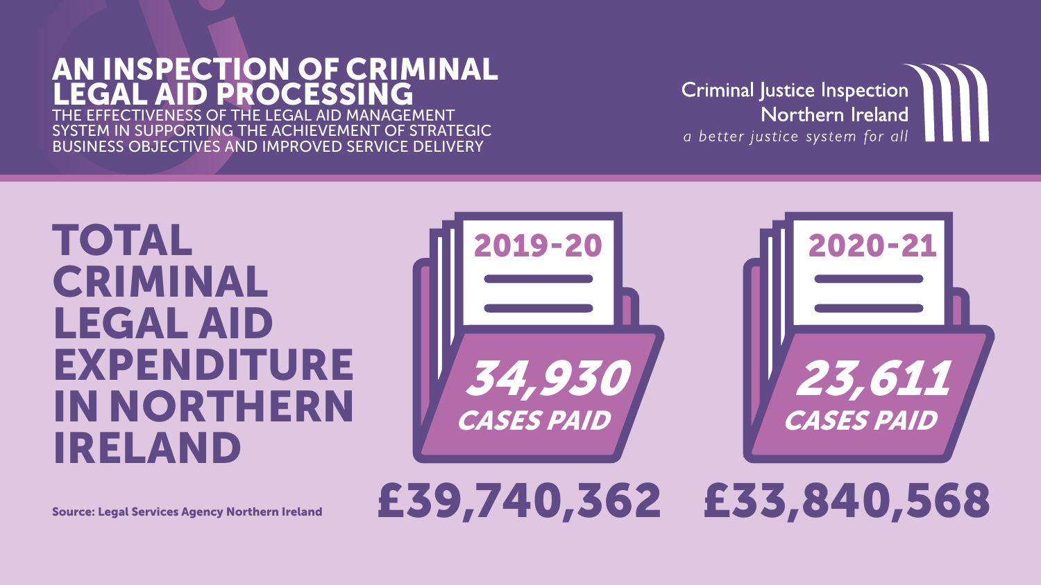# AN INSPECTION OF CRIMINAL LEGAL AID PROCESSING

THE EFFECTIVENESS OF THE LEGAL AID MANAGEMENT SYSTEM IN SUPPORTING THE ACHIEVEMENT OF STRATEGIC BUSINESS OBJECTIVES AND IMPROVED SERVICE DELIVERY

Criminal Justice Inspection Northern Ireland

*a better justice system for all*

## TOTAL CRIMINAL LEGAL AID EXPENDITURE IN NORTHERN IRELAND

**2019-20**

*34,930*

*CASES PAID*

£39,740,362

**2020-21**

*23,611*

*CASES PAID*

£33,840,568

**Source: Legal Services Agency Northern Ireland**